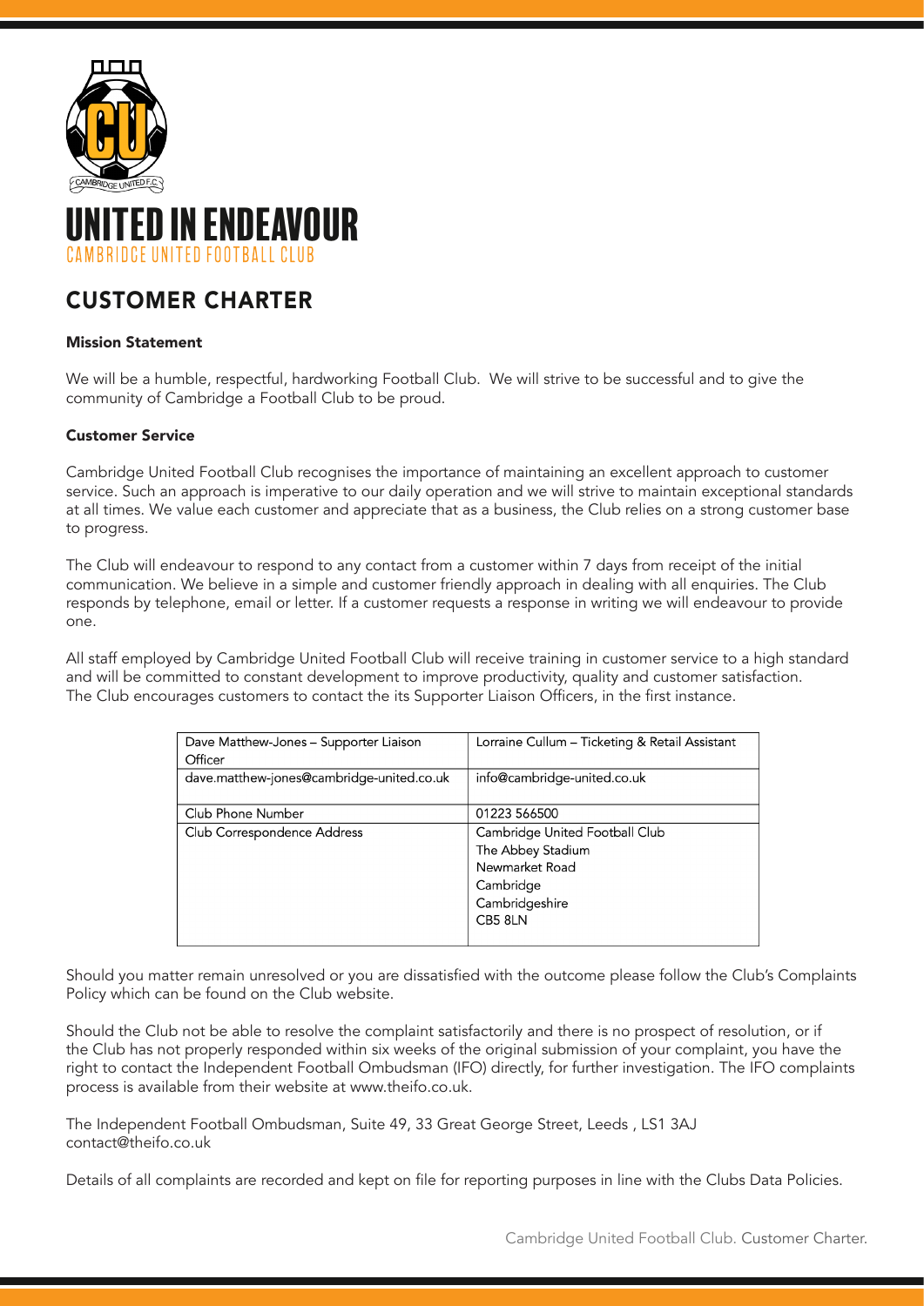# UNITED IN ENDEAVOUR

CAMBRIDGE UNITED FOOTBALL CLUB

## CUSTOMER CHARTER

### Mission Statement

We will be a humble, respectful, hardworking Football Club. We will strive to be successful and to give the community of Cambridge a Football Club to be proud.

### Customer Service

Cambridge United Football Club recognises the importance of maintaining an excellent approach to customer service. Such an approach is imperative to our daily operation and we will strive to maintain exceptional standards at all times. We value each customer and appreciate that as a business, the Club relies on a strong customer base to progress.

The Club will endeavour to respond to any contact from a customer within 7 days from receipt of the initial communication. We believe in a simple and customer friendly approach in dealing with all enquiries. The Club responds by telephone, email or letter. If a customer requests a response in writing we will endeavour to provide one.

All staff employed by Cambridge United Football Club will receive training in customer service to a high standard and will be committed to constant development to improve productivity, quality and customer satisfaction. The Club encourages customers to contact the its Supporter Liaison Officers, in the first instance.

| Dave Matthew-Jones – Supporter Liaison Officer | Lorraine Cullum – Ticketing & Retail Assistant |
|---|---|
| dave.matthew-jones@cambridge-united.co.uk | info@cambridge-united.co.uk |
| Club Phone Number | 01223 566500 |
| Club Correspondence Address | Cambridge United Football Club<br>The Abbey Stadium<br>Newmarket Road<br>Cambridge<br>Cambridgeshire<br>CB5 8LN |

Should you matter remain unresolved or you are dissatisfied with the outcome please follow the Club's Complaints Policy which can be found on the Club website.

Should the Club not be able to resolve the complaint satisfactorily and there is no prospect of resolution, or if the Club has not properly responded within six weeks of the original submission of your complaint, you have the right to contact the Independent Football Ombudsman (IFO) directly, for further investigation. The IFO complaints process is available from their website at www.theifo.co.uk.

The Independent Football Ombudsman, Suite 49, 33 Great George Street, Leeds , LS1 3AJ
contact@theifo.co.uk

Details of all complaints are recorded and kept on file for reporting purposes in line with the Clubs Data Policies.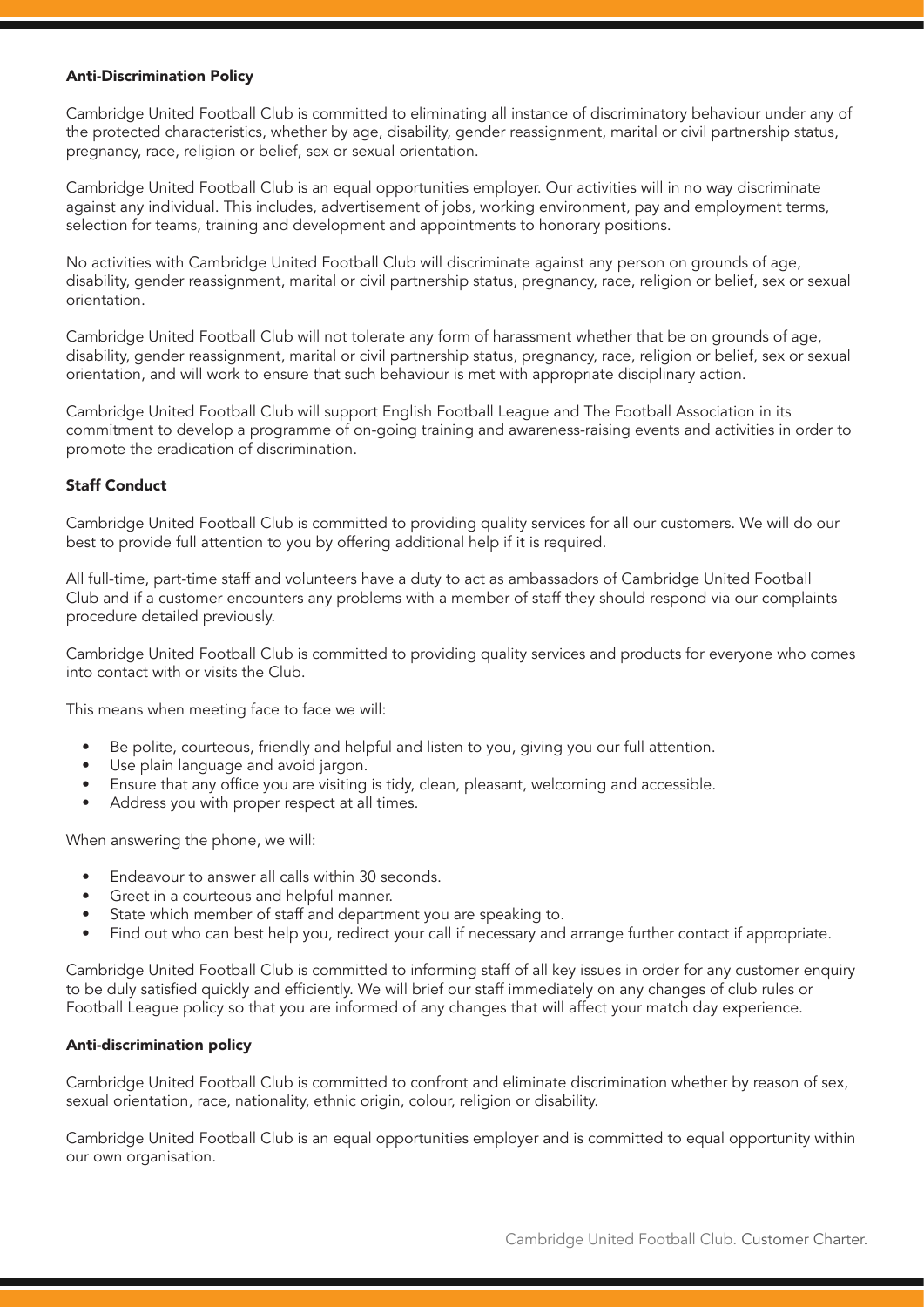**Anti-Discrimination Policy**

Cambridge United Football Club is committed to eliminating all instance of discriminatory behaviour under any of the protected characteristics, whether by age, disability, gender reassignment, marital or civil partnership status, pregnancy, race, religion or belief, sex or sexual orientation.

Cambridge United Football Club is an equal opportunities employer. Our activities will in no way discriminate against any individual. This includes, advertisement of jobs, working environment, pay and employment terms, selection for teams, training and development and appointments to honorary positions.

No activities with Cambridge United Football Club will discriminate against any person on grounds of age, disability, gender reassignment, marital or civil partnership status, pregnancy, race, religion or belief, sex or sexual orientation.

Cambridge United Football Club will not tolerate any form of harassment whether that be on grounds of age, disability, gender reassignment, marital or civil partnership status, pregnancy, race, religion or belief, sex or sexual orientation, and will work to ensure that such behaviour is met with appropriate disciplinary action.

Cambridge United Football Club will support English Football League and The Football Association in its commitment to develop a programme of on-going training and awareness-raising events and activities in order to promote the eradication of discrimination.

**Staff Conduct**

Cambridge United Football Club is committed to providing quality services for all our customers. We will do our best to provide full attention to you by offering additional help if it is required.

All full-time, part-time staff and volunteers have a duty to act as ambassadors of Cambridge United Football Club and if a customer encounters any problems with a member of staff they should respond via our complaints procedure detailed previously.

Cambridge United Football Club is committed to providing quality services and products for everyone who comes into contact with or visits the Club.

This means when meeting face to face we will:

- Be polite, courteous, friendly and helpful and listen to you, giving you our full attention.
- Use plain language and avoid jargon.
- Ensure that any office you are visiting is tidy, clean, pleasant, welcoming and accessible.
- Address you with proper respect at all times.

When answering the phone, we will:

- Endeavour to answer all calls within 30 seconds.
- Greet in a courteous and helpful manner.
- State which member of staff and department you are speaking to.
- Find out who can best help you, redirect your call if necessary and arrange further contact if appropriate.

Cambridge United Football Club is committed to informing staff of all key issues in order for any customer enquiry to be duly satisfied quickly and efficiently. We will brief our staff immediately on any changes of club rules or Football League policy so that you are informed of any changes that will affect your match day experience.

**Anti-discrimination policy**

Cambridge United Football Club is committed to confront and eliminate discrimination whether by reason of sex, sexual orientation, race, nationality, ethnic origin, colour, religion or disability.

Cambridge United Football Club is an equal opportunities employer and is committed to equal opportunity within our own organisation.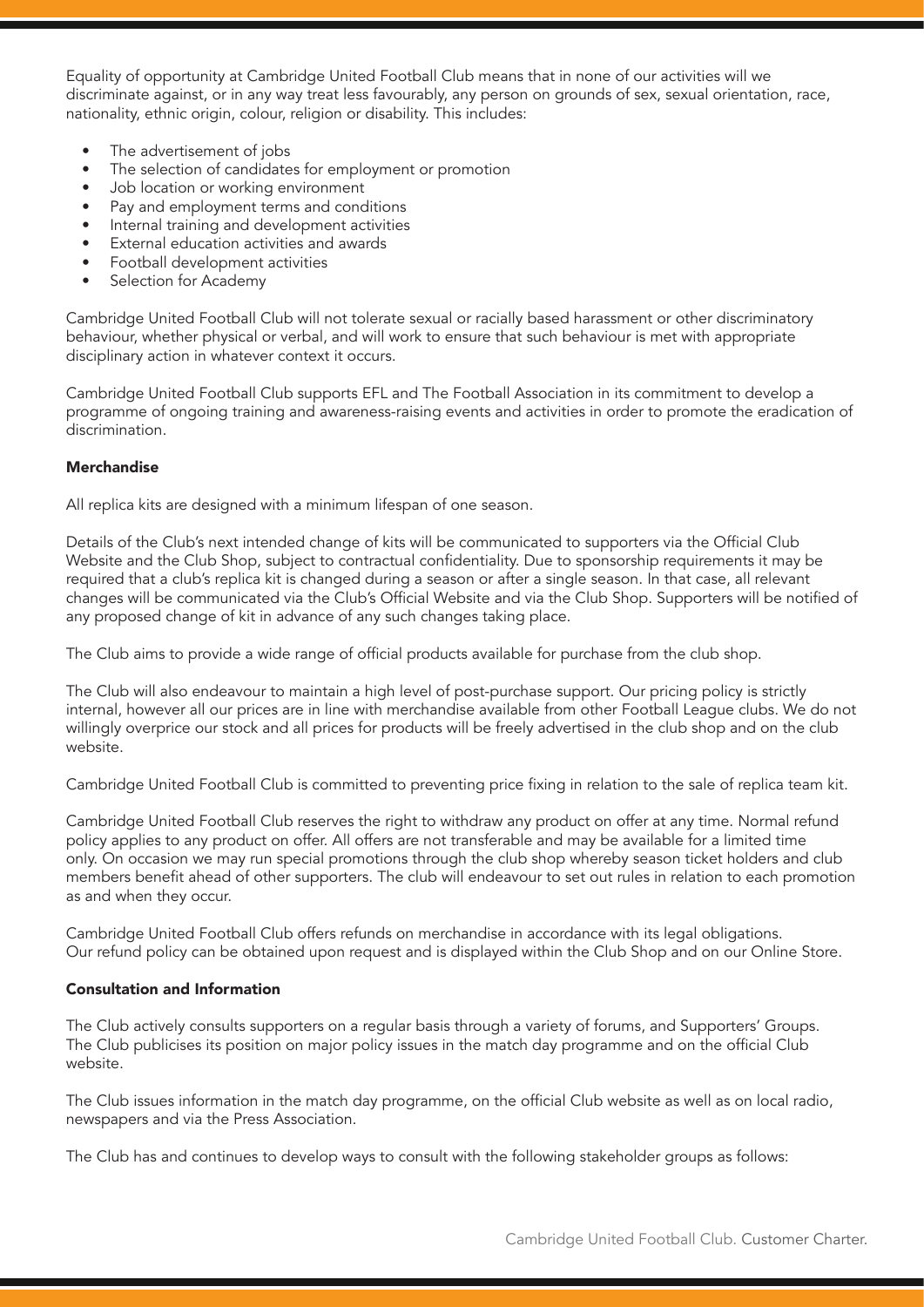Equality of opportunity at Cambridge United Football Club means that in none of our activities will we discriminate against, or in any way treat less favourably, any person on grounds of sex, sexual orientation, race, nationality, ethnic origin, colour, religion or disability. This includes:

- The advertisement of jobs
- The selection of candidates for employment or promotion
- Job location or working environment
- Pay and employment terms and conditions
- Internal training and development activities
- External education activities and awards
- Football development activities
- Selection for Academy

Cambridge United Football Club will not tolerate sexual or racially based harassment or other discriminatory behaviour, whether physical or verbal, and will work to ensure that such behaviour is met with appropriate disciplinary action in whatever context it occurs.

Cambridge United Football Club supports EFL and The Football Association in its commitment to develop a programme of ongoing training and awareness-raising events and activities in order to promote the eradication of discrimination.

**Merchandise**

All replica kits are designed with a minimum lifespan of one season.

Details of the Club's next intended change of kits will be communicated to supporters via the Official Club Website and the Club Shop, subject to contractual confidentiality. Due to sponsorship requirements it may be required that a club's replica kit is changed during a season or after a single season. In that case, all relevant changes will be communicated via the Club's Official Website and via the Club Shop. Supporters will be notified of any proposed change of kit in advance of any such changes taking place.

The Club aims to provide a wide range of official products available for purchase from the club shop.

The Club will also endeavour to maintain a high level of post-purchase support. Our pricing policy is strictly internal, however all our prices are in line with merchandise available from other Football League clubs. We do not willingly overprice our stock and all prices for products will be freely advertised in the club shop and on the club website.

Cambridge United Football Club is committed to preventing price fixing in relation to the sale of replica team kit.

Cambridge United Football Club reserves the right to withdraw any product on offer at any time. Normal refund policy applies to any product on offer. All offers are not transferable and may be available for a limited time only. On occasion we may run special promotions through the club shop whereby season ticket holders and club members benefit ahead of other supporters. The club will endeavour to set out rules in relation to each promotion as and when they occur.

Cambridge United Football Club offers refunds on merchandise in accordance with its legal obligations. Our refund policy can be obtained upon request and is displayed within the Club Shop and on our Online Store.

**Consultation and Information**

The Club actively consults supporters on a regular basis through a variety of forums, and Supporters' Groups. The Club publicises its position on major policy issues in the match day programme and on the official Club website.

The Club issues information in the match day programme, on the official Club website as well as on local radio, newspapers and via the Press Association.

The Club has and continues to develop ways to consult with the following stakeholder groups as follows: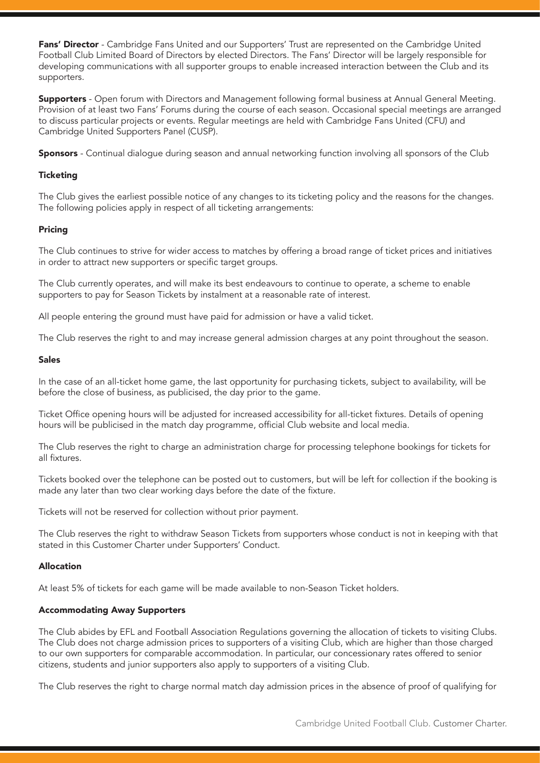**Fans' Director** - Cambridge Fans United and our Supporters' Trust are represented on the Cambridge United Football Club Limited Board of Directors by elected Directors. The Fans' Director will be largely responsible for developing communications with all supporter groups to enable increased interaction between the Club and its supporters.

**Supporters** - Open forum with Directors and Management following formal business at Annual General Meeting. Provision of at least two Fans' Forums during the course of each season. Occasional special meetings are arranged to discuss particular projects or events. Regular meetings are held with Cambridge Fans United (CFU) and Cambridge United Supporters Panel (CUSP).

**Sponsors** - Continual dialogue during season and annual networking function involving all sponsors of the Club

### Ticketing

The Club gives the earliest possible notice of any changes to its ticketing policy and the reasons for the changes. The following policies apply in respect of all ticketing arrangements:

### Pricing

The Club continues to strive for wider access to matches by offering a broad range of ticket prices and initiatives in order to attract new supporters or specific target groups.

The Club currently operates, and will make its best endeavours to continue to operate, a scheme to enable supporters to pay for Season Tickets by instalment at a reasonable rate of interest.

All people entering the ground must have paid for admission or have a valid ticket.

The Club reserves the right to and may increase general admission charges at any point throughout the season.

### Sales

In the case of an all-ticket home game, the last opportunity for purchasing tickets, subject to availability, will be before the close of business, as publicised, the day prior to the game.

Ticket Office opening hours will be adjusted for increased accessibility for all-ticket fixtures. Details of opening hours will be publicised in the match day programme, official Club website and local media.

The Club reserves the right to charge an administration charge for processing telephone bookings for tickets for all fixtures.

Tickets booked over the telephone can be posted out to customers, but will be left for collection if the booking is made any later than two clear working days before the date of the fixture.

Tickets will not be reserved for collection without prior payment.

The Club reserves the right to withdraw Season Tickets from supporters whose conduct is not in keeping with that stated in this Customer Charter under Supporters' Conduct.

### Allocation

At least 5% of tickets for each game will be made available to non-Season Ticket holders.

### Accommodating Away Supporters

The Club abides by EFL and Football Association Regulations governing the allocation of tickets to visiting Clubs. The Club does not charge admission prices to supporters of a visiting Club, which are higher than those charged to our own supporters for comparable accommodation. In particular, our concessionary rates offered to senior citizens, students and junior supporters also apply to supporters of a visiting Club.

The Club reserves the right to charge normal match day admission prices in the absence of proof of qualifying for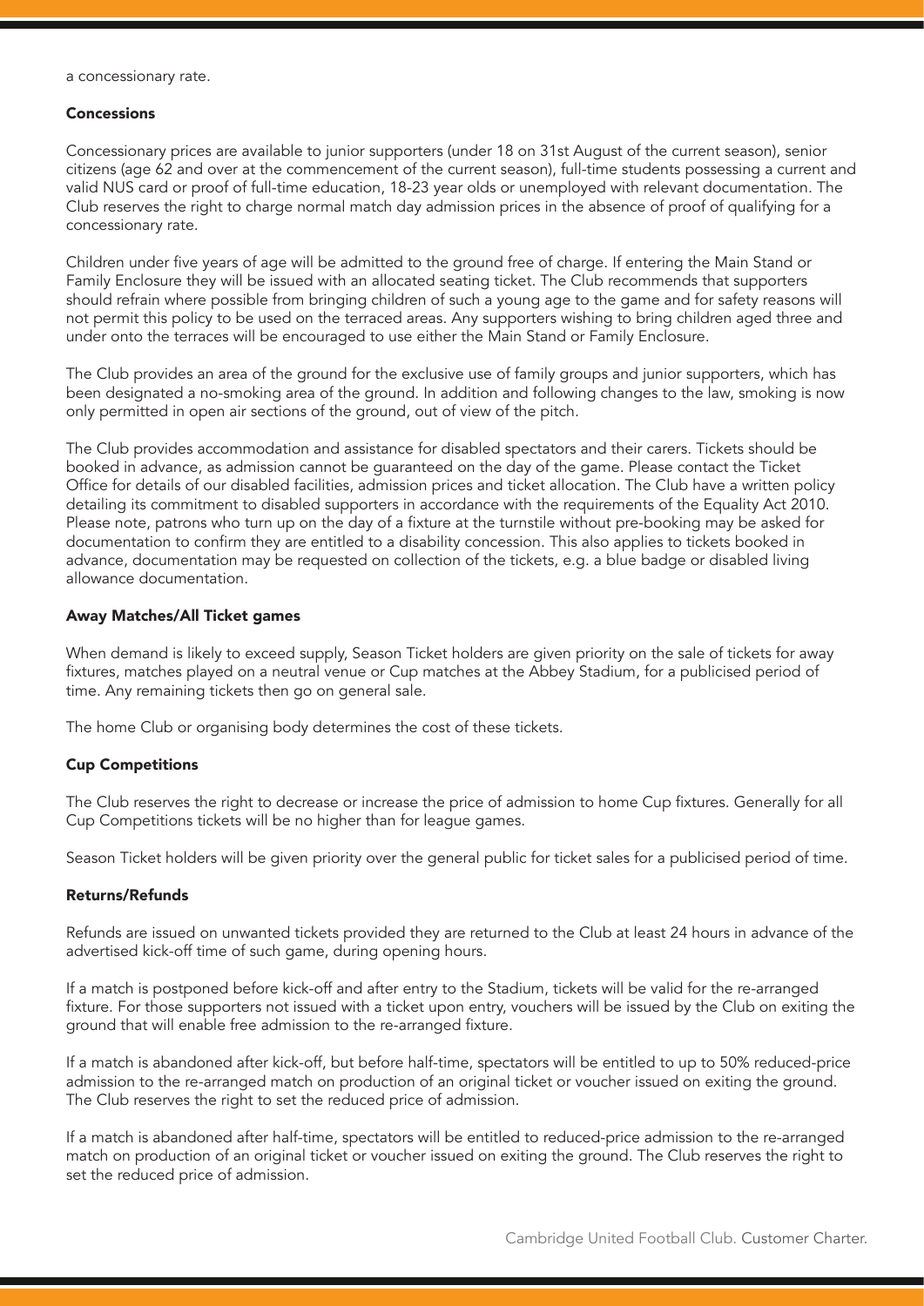a concessionary rate.

### Concessions

Concessionary prices are available to junior supporters (under 18 on 31st August of the current season), senior citizens (age 62 and over at the commencement of the current season), full-time students possessing a current and valid NUS card or proof of full-time education, 18-23 year olds or unemployed with relevant documentation. The Club reserves the right to charge normal match day admission prices in the absence of proof of qualifying for a concessionary rate.

Children under five years of age will be admitted to the ground free of charge. If entering the Main Stand or Family Enclosure they will be issued with an allocated seating ticket. The Club recommends that supporters should refrain where possible from bringing children of such a young age to the game and for safety reasons will not permit this policy to be used on the terraced areas. Any supporters wishing to bring children aged three and under onto the terraces will be encouraged to use either the Main Stand or Family Enclosure.

The Club provides an area of the ground for the exclusive use of family groups and junior supporters, which has been designated a no-smoking area of the ground. In addition and following changes to the law, smoking is now only permitted in open air sections of the ground, out of view of the pitch.

The Club provides accommodation and assistance for disabled spectators and their carers. Tickets should be booked in advance, as admission cannot be guaranteed on the day of the game. Please contact the Ticket Office for details of our disabled facilities, admission prices and ticket allocation. The Club have a written policy detailing its commitment to disabled supporters in accordance with the requirements of the Equality Act 2010. Please note, patrons who turn up on the day of a fixture at the turnstile without pre-booking may be asked for documentation to confirm they are entitled to a disability concession. This also applies to tickets booked in advance, documentation may be requested on collection of the tickets, e.g. a blue badge or disabled living allowance documentation.

### Away Matches/All Ticket games

When demand is likely to exceed supply, Season Ticket holders are given priority on the sale of tickets for away fixtures, matches played on a neutral venue or Cup matches at the Abbey Stadium, for a publicised period of time. Any remaining tickets then go on general sale.

The home Club or organising body determines the cost of these tickets.

### Cup Competitions

The Club reserves the right to decrease or increase the price of admission to home Cup fixtures. Generally for all Cup Competitions tickets will be no higher than for league games.

Season Ticket holders will be given priority over the general public for ticket sales for a publicised period of time.

### Returns/Refunds

Refunds are issued on unwanted tickets provided they are returned to the Club at least 24 hours in advance of the advertised kick-off time of such game, during opening hours.

If a match is postponed before kick-off and after entry to the Stadium, tickets will be valid for the re-arranged fixture. For those supporters not issued with a ticket upon entry, vouchers will be issued by the Club on exiting the ground that will enable free admission to the re-arranged fixture.

If a match is abandoned after kick-off, but before half-time, spectators will be entitled to up to 50% reduced-price admission to the re-arranged match on production of an original ticket or voucher issued on exiting the ground. The Club reserves the right to set the reduced price of admission.

If a match is abandoned after half-time, spectators will be entitled to reduced-price admission to the re-arranged match on production of an original ticket or voucher issued on exiting the ground. The Club reserves the right to set the reduced price of admission.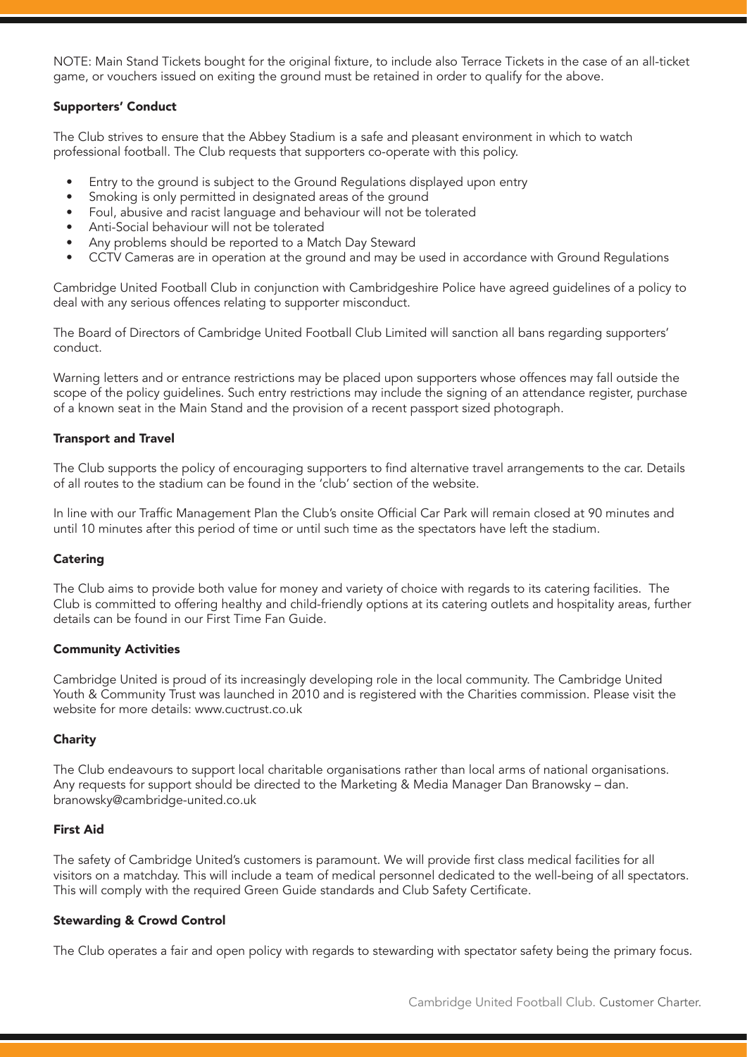NOTE: Main Stand Tickets bought for the original fixture, to include also Terrace Tickets in the case of an all-ticket game, or vouchers issued on exiting the ground must be retained in order to qualify for the above.

**Supporters' Conduct**

The Club strives to ensure that the Abbey Stadium is a safe and pleasant environment in which to watch professional football. The Club requests that supporters co-operate with this policy.

- Entry to the ground is subject to the Ground Regulations displayed upon entry
- Smoking is only permitted in designated areas of the ground
- Foul, abusive and racist language and behaviour will not be tolerated
- Anti-Social behaviour will not be tolerated
- Any problems should be reported to a Match Day Steward
- CCTV Cameras are in operation at the ground and may be used in accordance with Ground Regulations

Cambridge United Football Club in conjunction with Cambridgeshire Police have agreed guidelines of a policy to deal with any serious offences relating to supporter misconduct.

The Board of Directors of Cambridge United Football Club Limited will sanction all bans regarding supporters' conduct.

Warning letters and or entrance restrictions may be placed upon supporters whose offences may fall outside the scope of the policy guidelines. Such entry restrictions may include the signing of an attendance register, purchase of a known seat in the Main Stand and the provision of a recent passport sized photograph.

**Transport and Travel**

The Club supports the policy of encouraging supporters to find alternative travel arrangements to the car. Details of all routes to the stadium can be found in the 'club' section of the website.

In line with our Traffic Management Plan the Club's onsite Official Car Park will remain closed at 90 minutes and until 10 minutes after this period of time or until such time as the spectators have left the stadium.

**Catering**

The Club aims to provide both value for money and variety of choice with regards to its catering facilities. The Club is committed to offering healthy and child-friendly options at its catering outlets and hospitality areas, further details can be found in our First Time Fan Guide.

**Community Activities**

Cambridge United is proud of its increasingly developing role in the local community. The Cambridge United Youth & Community Trust was launched in 2010 and is registered with the Charities commission. Please visit the website for more details: www.cuctrust.co.uk

**Charity**

The Club endeavours to support local charitable organisations rather than local arms of national organisations. Any requests for support should be directed to the Marketing & Media Manager Dan Branowsky – dan.branowsky@cambridge-united.co.uk

**First Aid**

The safety of Cambridge United's customers is paramount. We will provide first class medical facilities for all visitors on a matchday. This will include a team of medical personnel dedicated to the well-being of all spectators. This will comply with the required Green Guide standards and Club Safety Certificate.

**Stewarding & Crowd Control**

The Club operates a fair and open policy with regards to stewarding with spectator safety being the primary focus.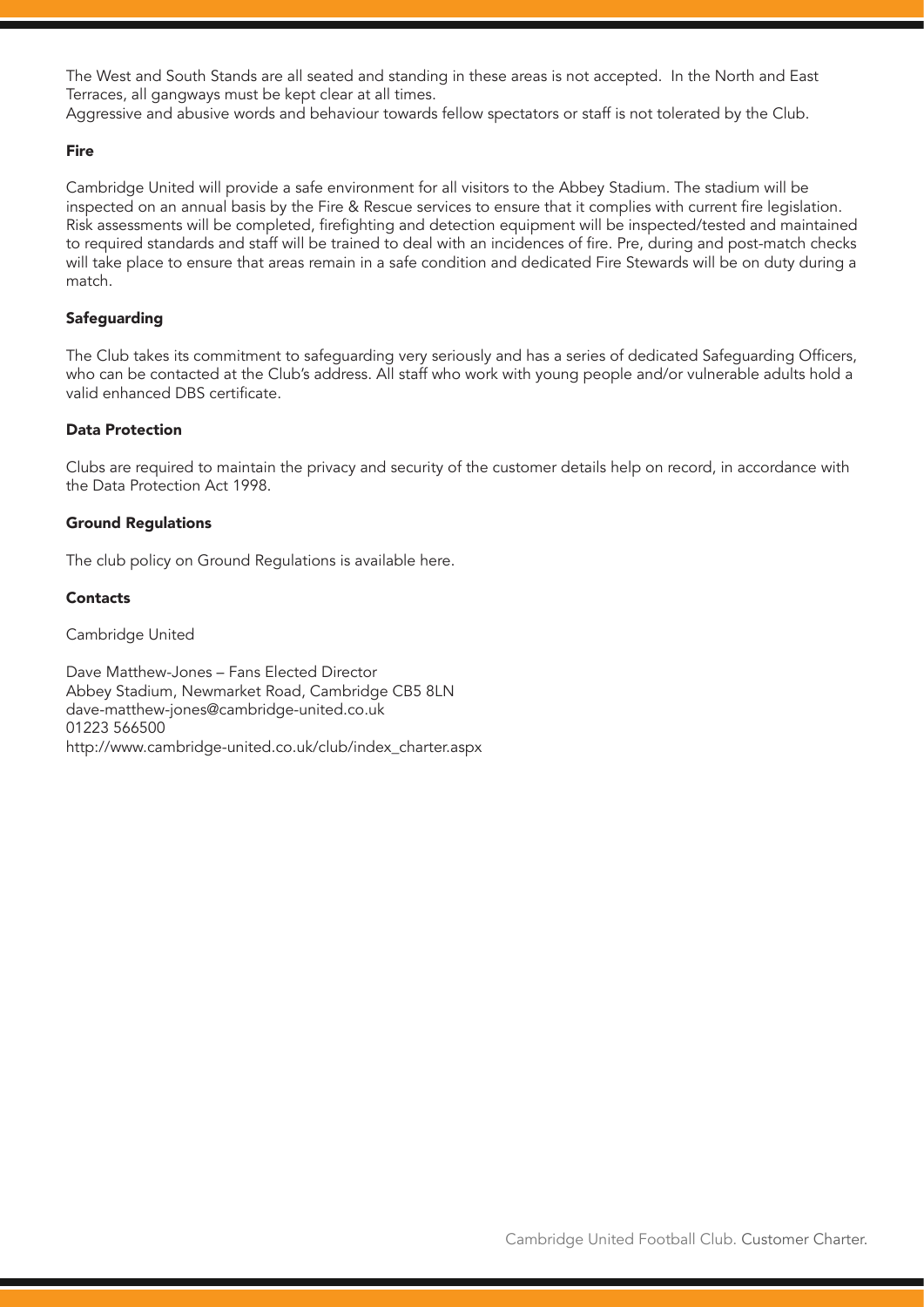The West and South Stands are all seated and standing in these areas is not accepted. In the North and East Terraces, all gangways must be kept clear at all times.
Aggressive and abusive words and behaviour towards fellow spectators or staff is not tolerated by the Club.

**Fire**

Cambridge United will provide a safe environment for all visitors to the Abbey Stadium. The stadium will be inspected on an annual basis by the Fire & Rescue services to ensure that it complies with current fire legislation. Risk assessments will be completed, firefighting and detection equipment will be inspected/tested and maintained to required standards and staff will be trained to deal with an incidences of fire. Pre, during and post-match checks will take place to ensure that areas remain in a safe condition and dedicated Fire Stewards will be on duty during a match.

**Safeguarding**

The Club takes its commitment to safeguarding very seriously and has a series of dedicated Safeguarding Officers, who can be contacted at the Club's address. All staff who work with young people and/or vulnerable adults hold a valid enhanced DBS certificate.

**Data Protection**

Clubs are required to maintain the privacy and security of the customer details help on record, in accordance with the Data Protection Act 1998.

**Ground Regulations**

The club policy on Ground Regulations is available here.

**Contacts**

Cambridge United

Dave Matthew-Jones – Fans Elected Director
Abbey Stadium, Newmarket Road, Cambridge CB5 8LN
dave-matthew-jones@cambridge-united.co.uk
01223 566500
http://www.cambridge-united.co.uk/club/index_charter.aspx